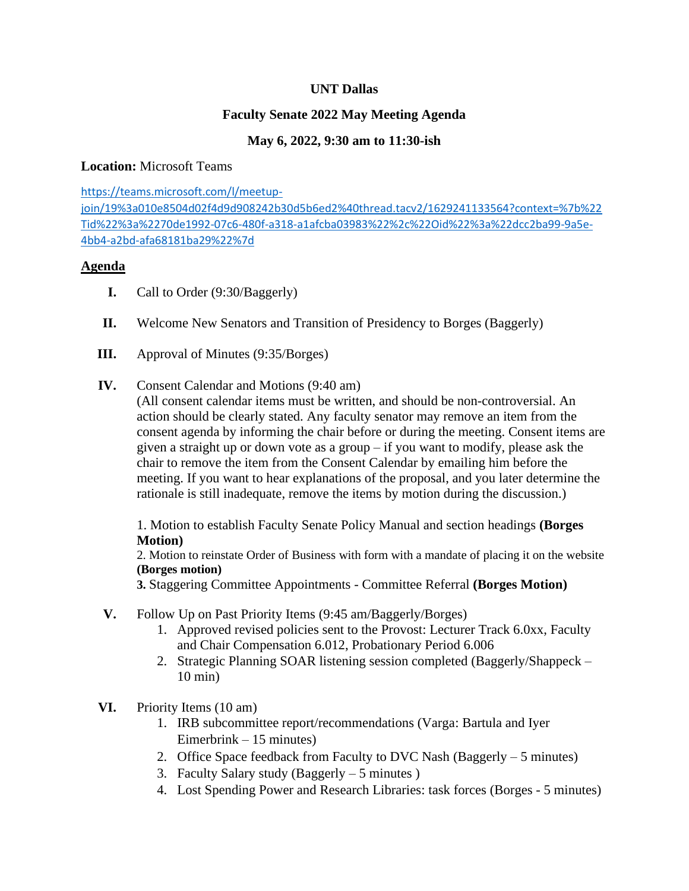**UNT Dallas**

**Faculty Senate 2022 May Meeting Agenda**

**May 6, 2022, 9:30 am to 11:30-ish**

**Location:** Microsoft Teams

https://teams.microsoft.com/l/meetup-join/19%3a010e8504d02f4d9d908242b30d5b6ed2%40thread.tacv2/1629241133564?context=%7b%22Tid%22%3a%2270de1992-07c6-480f-a318-a1afcba03983%22%2c%22Oid%22%3a%22dcc2ba99-9a5e-4bb4-a2bd-afa68181ba29%22%7d

## Agenda

I. Call to Order (9:30/Baggerly)

II. Welcome New Senators and Transition of Presidency to Borges (Baggerly)

III. Approval of Minutes (9:35/Borges)

IV. Consent Calendar and Motions (9:40 am)
(All consent calendar items must be written, and should be non-controversial. An action should be clearly stated. Any faculty senator may remove an item from the consent agenda by informing the chair before or during the meeting. Consent items are given a straight up or down vote as a group – if you want to modify, please ask the chair to remove the item from the Consent Calendar by emailing him before the meeting. If you want to hear explanations of the proposal, and you later determine the rationale is still inadequate, remove the items by motion during the discussion.)

1. Motion to establish Faculty Senate Policy Manual and section headings **(Borges Motion)**
2. Motion to reinstate Order of Business with form with a mandate of placing it on the website **(Borges motion)**
**3.** Staggering Committee Appointments - Committee Referral **(Borges Motion)**

V. Follow Up on Past Priority Items (9:45 am/Baggerly/Borges)
   1. Approved revised policies sent to the Provost: Lecturer Track 6.0xx, Faculty and Chair Compensation 6.012, Probationary Period 6.006
   2. Strategic Planning SOAR listening session completed (Baggerly/Shappeck – 10 min)

VI. Priority Items (10 am)
   1. IRB subcommittee report/recommendations (Varga: Bartula and Iyer Eimerbrink – 15 minutes)
   2. Office Space feedback from Faculty to DVC Nash (Baggerly – 5 minutes)
   3. Faculty Salary study (Baggerly – 5 minutes )
   4. Lost Spending Power and Research Libraries: task forces (Borges - 5 minutes)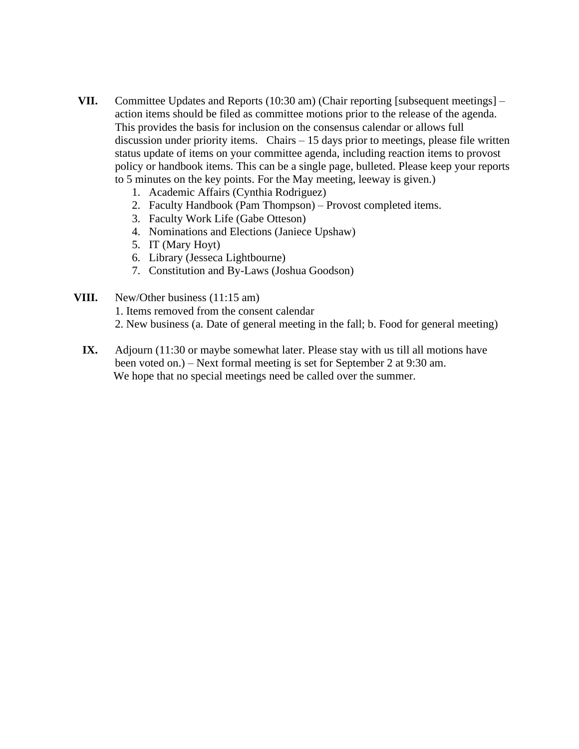**VII.** Committee Updates and Reports (10:30 am) (Chair reporting [subsequent meetings] – action items should be filed as committee motions prior to the release of the agenda. This provides the basis for inclusion on the consensus calendar or allows full discussion under priority items. Chairs – 15 days prior to meetings, please file written status update of items on your committee agenda, including reaction items to provost policy or handbook items. This can be a single page, bulleted. Please keep your reports to 5 minutes on the key points. For the May meeting, leeway is given.)

1. Academic Affairs (Cynthia Rodriguez)
2. Faculty Handbook (Pam Thompson) – Provost completed items.
3. Faculty Work Life (Gabe Otteson)
4. Nominations and Elections (Janiece Upshaw)
5. IT (Mary Hoyt)
6. Library (Jesseca Lightbourne)
7. Constitution and By-Laws (Joshua Goodson)

**VIII.** New/Other business (11:15 am)

1. Items removed from the consent calendar
2. New business (a. Date of general meeting in the fall; b. Food for general meeting)

**IX.** Adjourn (11:30 or maybe somewhat later. Please stay with us till all motions have been voted on.) – Next formal meeting is set for September 2 at 9:30 am. We hope that no special meetings need be called over the summer.